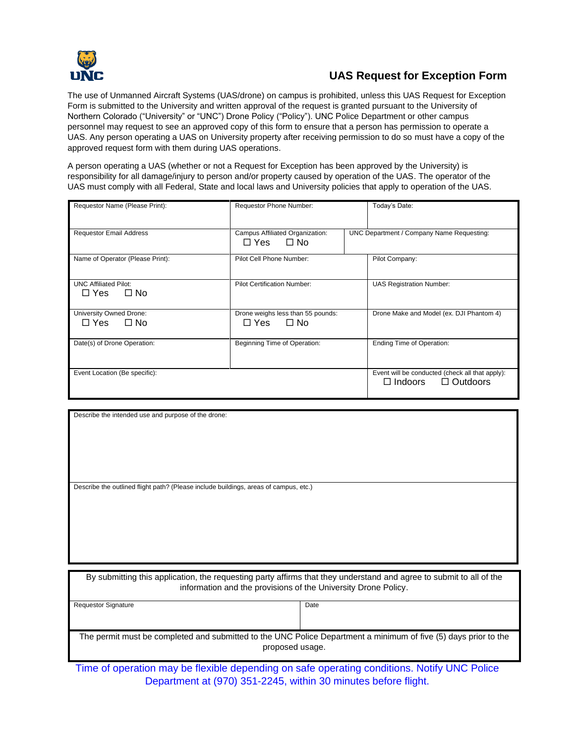UNC

# UAS Request for Exception Form

The use of Unmanned Aircraft Systems (UAS/drone) on campus is prohibited, unless this UAS Request for Exception Form is submitted to the University and written approval of the request is granted pursuant to the University of Northern Colorado ("University" or "UNC") Drone Policy ("Policy"). UNC Police Department or other campus personnel may request to see an approved copy of this form to ensure that a person has permission to operate a UAS. Any person operating a UAS on University property after receiving permission to do so must have a copy of the approved request form with them during UAS operations.

A person operating a UAS (whether or not a Request for Exception has been approved by the University) is responsibility for all damage/injury to person and/or property caused by operation of the UAS. The operator of the UAS must comply with all Federal, State and local laws and University policies that apply to operation of the UAS.

| | | |
|---|---|---|
| Requestor Name (Please Print): | Requestor Phone Number: | Today's Date: |
| Requestor Email Address | Campus Affiliated Organization: ☐ Yes ☐ No | UNC Department / Company Name Requesting: |
| Name of Operator (Please Print): | Pilot Cell Phone Number: | Pilot Company: |
| UNC Affiliated Pilot: ☐ Yes ☐ No | Pilot Certification Number: | UAS Registration Number: |
| University Owned Drone: ☐ Yes ☐ No | Drone weighs less than 55 pounds: ☐ Yes ☐ No | Drone Make and Model (ex. DJI Phantom 4) |
| Date(s) of Drone Operation: | Beginning Time of Operation: | Ending Time of Operation: |
| Event Location (Be specific): | | Event will be conducted (check all that apply): ☐ Indoors ☐ Outdoors |

| |
|---|
| Describe the intended use and purpose of the drone: |
| Describe the outlined flight path? (Please include buildings, areas of campus, etc.) |

By submitting this application, the requesting party affirms that they understand and agree to submit to all of the information and the provisions of the University Drone Policy.

| | |
|---|---|
| Requestor Signature | Date |

The permit must be completed and submitted to the UNC Police Department a minimum of five (5) days prior to the proposed usage.

Time of operation may be flexible depending on safe operating conditions. Notify UNC Police Department at (970) 351-2245, within 30 minutes before flight.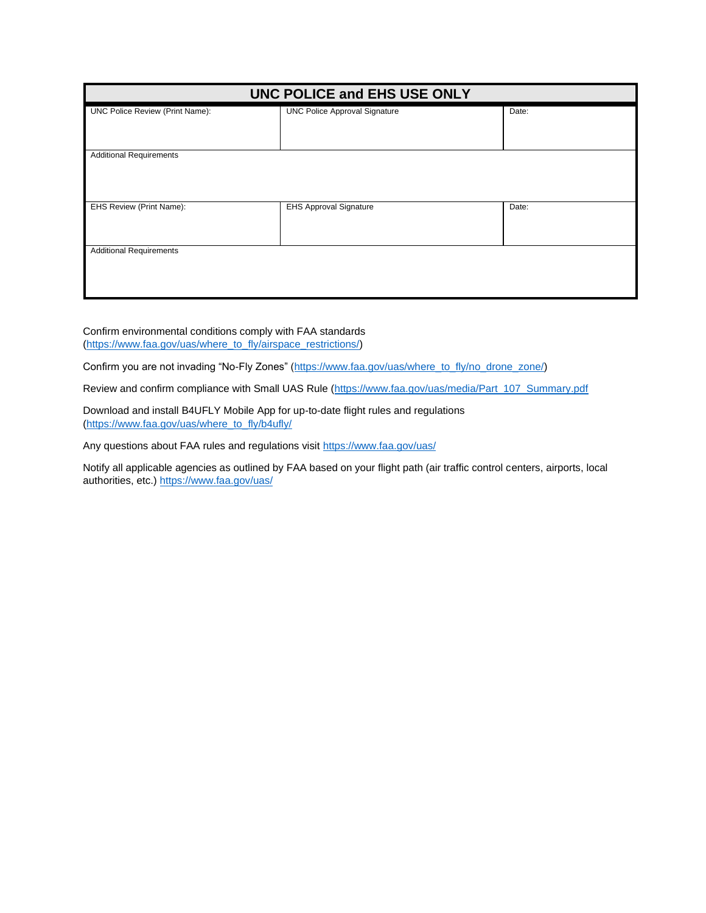## UNC POLICE and EHS USE ONLY

| | | |
|---|---|---|
| UNC Police Review (Print Name): | UNC Police Approval Signature | Date: |
| Additional Requirements | | |
| EHS Review (Print Name): | EHS Approval Signature | Date: |
| Additional Requirements | | |

Confirm environmental conditions comply with FAA standards (https://www.faa.gov/uas/where_to_fly/airspace_restrictions/)

Confirm you are not invading "No-Fly Zones" (https://www.faa.gov/uas/where_to_fly/no_drone_zone/)

Review and confirm compliance with Small UAS Rule (https://www.faa.gov/uas/media/Part_107_Summary.pdf

Download and install B4UFLY Mobile App for up-to-date flight rules and regulations (https://www.faa.gov/uas/where_to_fly/b4ufly/

Any questions about FAA rules and regulations visit https://www.faa.gov/uas/

Notify all applicable agencies as outlined by FAA based on your flight path (air traffic control centers, airports, local authorities, etc.) https://www.faa.gov/uas/